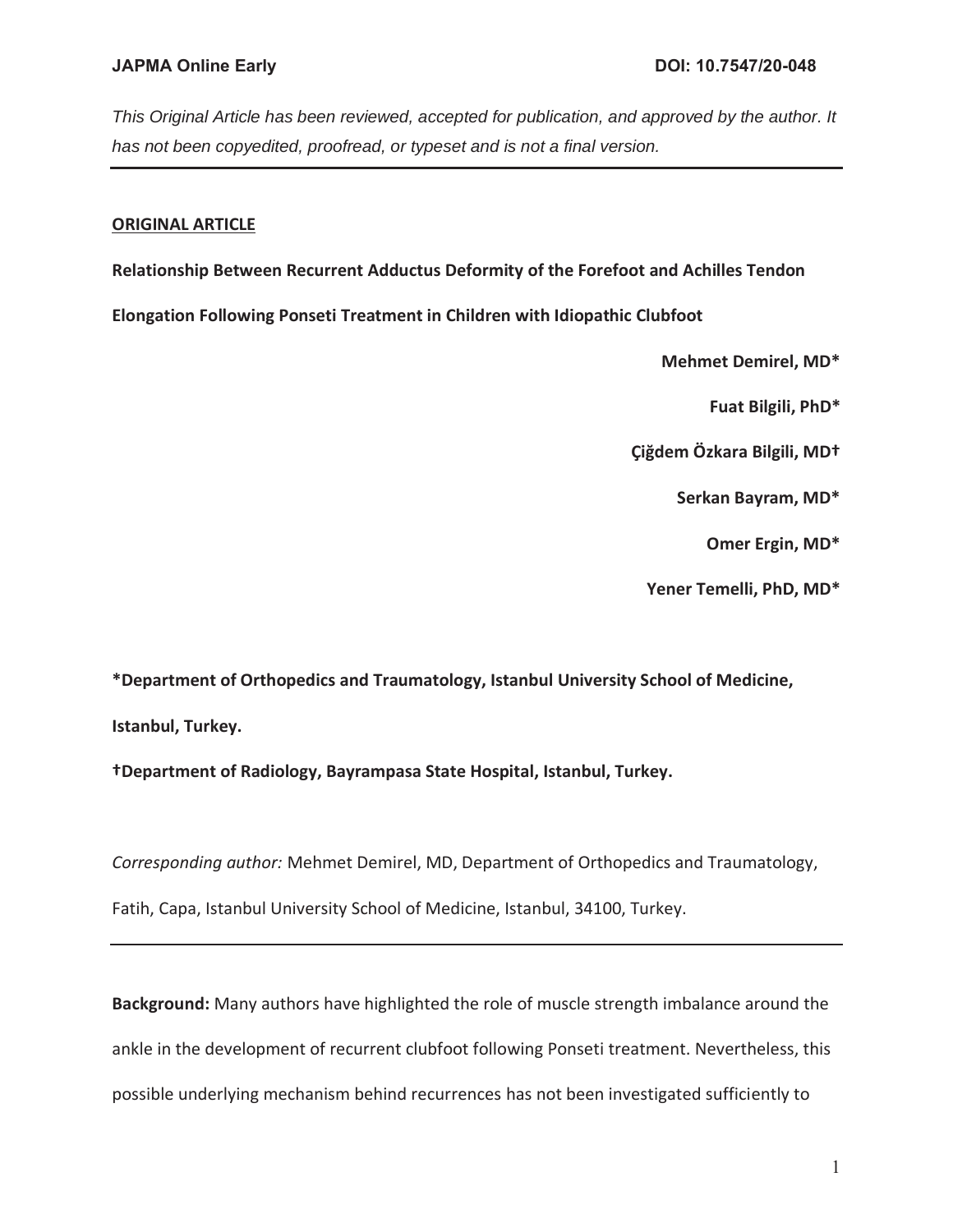*This Original Article has been reviewed, accepted for publication, and approved by the author. It has not been copyedited, proofread, or typeset and is not a final version.*

**ORIGINAL ARTICLE**

**Relationship Between Recurrent Adductus Deformity of the Forefoot and Achilles Tendon Elongation Following Ponseti Treatment in Children with Idiopathic Clubfoot**

**Mehmet Demirel, MD***

**Fuat Bilgili, PhD***

**Çiğdem Özkara Bilgili, MD†**

**Serkan Bayram, MD***

**Omer Ergin, MD***

**Yener Temelli, PhD, MD***

**\*Department of Orthopedics and Traumatology, Istanbul University School of Medicine, Istanbul, Turkey.**

**†Department of Radiology, Bayrampasa State Hospital, Istanbul, Turkey.**

*Corresponding author:* Mehmet Demirel, MD, Department of Orthopedics and Traumatology, Fatih, Capa, Istanbul University School of Medicine, Istanbul, 34100, Turkey.

---

**Background:** Many authors have highlighted the role of muscle strength imbalance around the ankle in the development of recurrent clubfoot following Ponseti treatment. Nevertheless, this possible underlying mechanism behind recurrences has not been investigated sufficiently to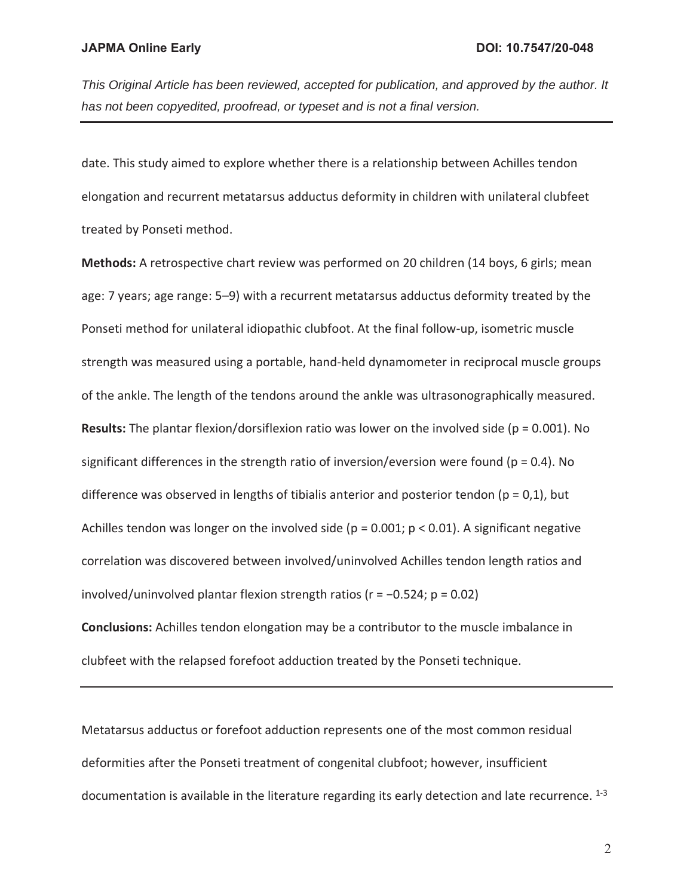date. This study aimed to explore whether there is a relationship between Achilles tendon elongation and recurrent metatarsus adductus deformity in children with unilateral clubfeet treated by Ponseti method.

**Methods:** A retrospective chart review was performed on 20 children (14 boys, 6 girls; mean age: 7 years; age range: 5–9) with a recurrent metatarsus adductus deformity treated by the Ponseti method for unilateral idiopathic clubfoot. At the final follow-up, isometric muscle strength was measured using a portable, hand-held dynamometer in reciprocal muscle groups of the ankle. The length of the tendons around the ankle was ultrasonographically measured.

**Results:** The plantar flexion/dorsiflexion ratio was lower on the involved side ($p = 0.001$). No significant differences in the strength ratio of inversion/eversion were found ($p = 0.4$). No difference was observed in lengths of tibialis anterior and posterior tendon ($p = 0,1$), but Achilles tendon was longer on the involved side ($p = 0.001$; $p < 0.01$). A significant negative correlation was discovered between involved/uninvolved Achilles tendon length ratios and involved/uninvolved plantar flexion strength ratios ($r = -0.524$; $p = 0.02$)

**Conclusions:** Achilles tendon elongation may be a contributor to the muscle imbalance in clubfeet with the relapsed forefoot adduction treated by the Ponseti technique.

---

Metatarsus adductus or forefoot adduction represents one of the most common residual deformities after the Ponseti treatment of congenital clubfoot; however, insufficient documentation is available in the literature regarding its early detection and late recurrence. [1-3]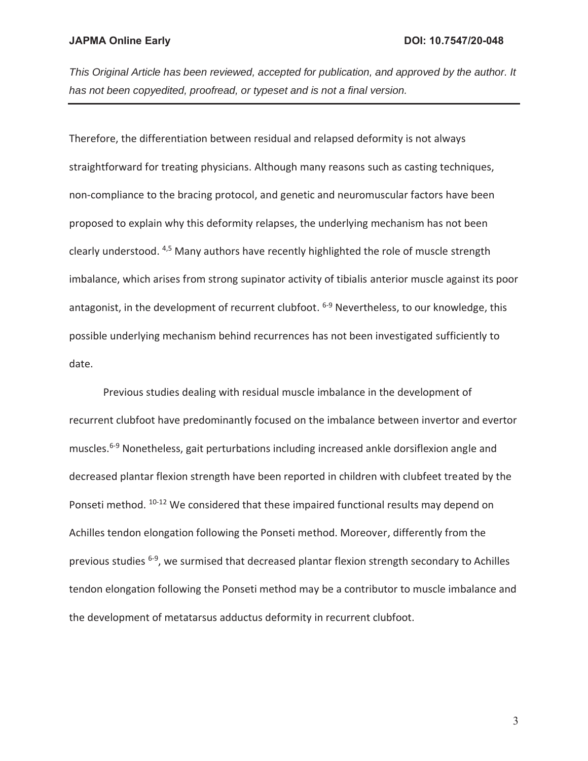Therefore, the differentiation between residual and relapsed deformity is not always straightforward for treating physicians. Although many reasons such as casting techniques, non-compliance to the bracing protocol, and genetic and neuromuscular factors have been proposed to explain why this deformity relapses, the underlying mechanism has not been clearly understood. [4,5] Many authors have recently highlighted the role of muscle strength imbalance, which arises from strong supinator activity of tibialis anterior muscle against its poor antagonist, in the development of recurrent clubfoot. [6-9] Nevertheless, to our knowledge, this possible underlying mechanism behind recurrences has not been investigated sufficiently to date.

Previous studies dealing with residual muscle imbalance in the development of recurrent clubfoot have predominantly focused on the imbalance between invertor and evertor muscles.[6-9] Nonetheless, gait perturbations including increased ankle dorsiflexion angle and decreased plantar flexion strength have been reported in children with clubfeet treated by the Ponseti method. [10-12] We considered that these impaired functional results may depend on Achilles tendon elongation following the Ponseti method. Moreover, differently from the previous studies [6-9], we surmised that decreased plantar flexion strength secondary to Achilles tendon elongation following the Ponseti method may be a contributor to muscle imbalance and the development of metatarsus adductus deformity in recurrent clubfoot.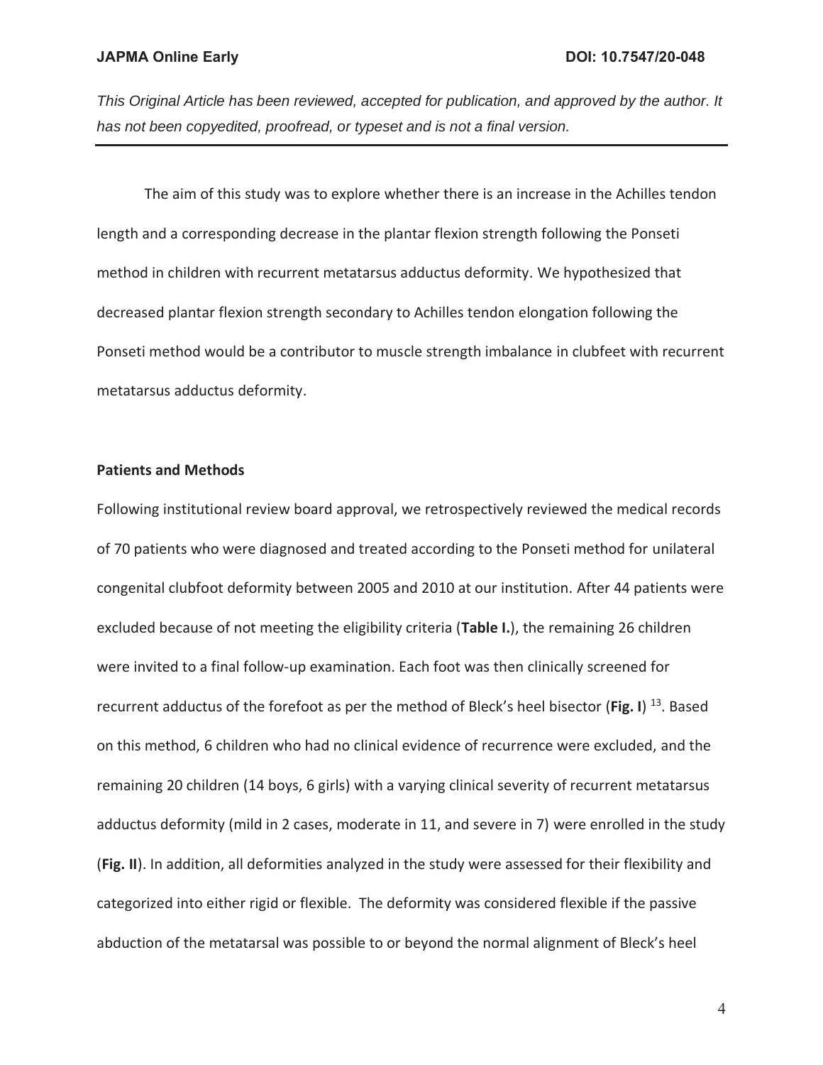The aim of this study was to explore whether there is an increase in the Achilles tendon length and a corresponding decrease in the plantar flexion strength following the Ponseti method in children with recurrent metatarsus adductus deformity. We hypothesized that decreased plantar flexion strength secondary to Achilles tendon elongation following the Ponseti method would be a contributor to muscle strength imbalance in clubfeet with recurrent metatarsus adductus deformity.

## Patients and Methods

Following institutional review board approval, we retrospectively reviewed the medical records of 70 patients who were diagnosed and treated according to the Ponseti method for unilateral congenital clubfoot deformity between 2005 and 2010 at our institution. After 44 patients were excluded because of not meeting the eligibility criteria (**Table I.**), the remaining 26 children were invited to a final follow-up examination. Each foot was then clinically screened for recurrent adductus of the forefoot as per the method of Bleck's heel bisector (**Fig. I**) [13]. Based on this method, 6 children who had no clinical evidence of recurrence were excluded, and the remaining 20 children (14 boys, 6 girls) with a varying clinical severity of recurrent metatarsus adductus deformity (mild in 2 cases, moderate in 11, and severe in 7) were enrolled in the study (**Fig. II**). In addition, all deformities analyzed in the study were assessed for their flexibility and categorized into either rigid or flexible. The deformity was considered flexible if the passive abduction of the metatarsal was possible to or beyond the normal alignment of Bleck's heel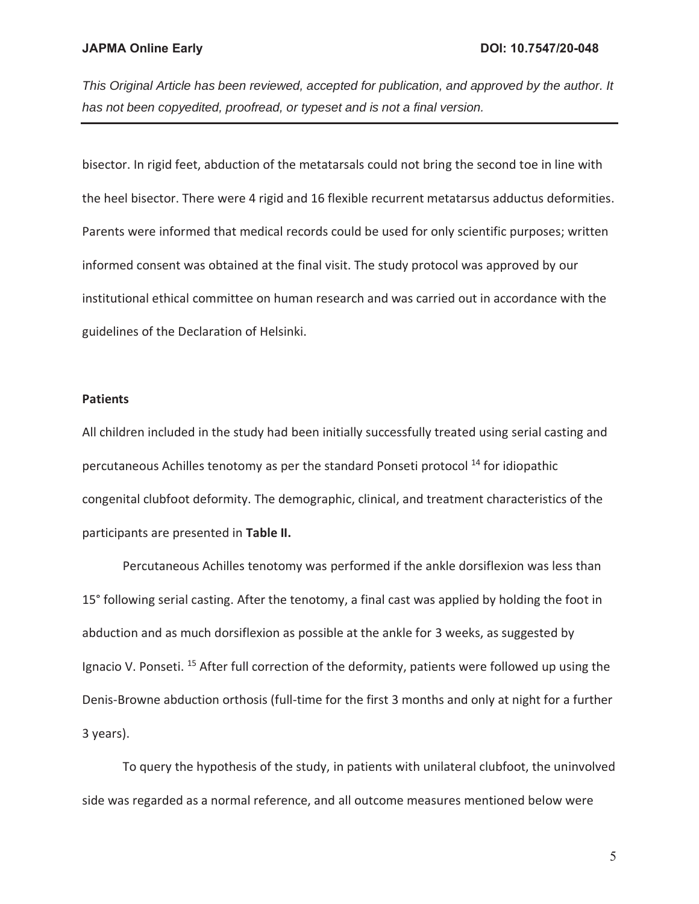bisector. In rigid feet, abduction of the metatarsals could not bring the second toe in line with the heel bisector. There were 4 rigid and 16 flexible recurrent metatarsus adductus deformities. Parents were informed that medical records could be used for only scientific purposes; written informed consent was obtained at the final visit. The study protocol was approved by our institutional ethical committee on human research and was carried out in accordance with the guidelines of the Declaration of Helsinki.

**Patients**

All children included in the study had been initially successfully treated using serial casting and percutaneous Achilles tenotomy as per the standard Ponseti protocol [14] for idiopathic congenital clubfoot deformity. The demographic, clinical, and treatment characteristics of the participants are presented in **Table II.**

Percutaneous Achilles tenotomy was performed if the ankle dorsiflexion was less than 15° following serial casting. After the tenotomy, a final cast was applied by holding the foot in abduction and as much dorsiflexion as possible at the ankle for 3 weeks, as suggested by Ignacio V. Ponseti. [15] After full correction of the deformity, patients were followed up using the Denis-Browne abduction orthosis (full-time for the first 3 months and only at night for a further 3 years).

To query the hypothesis of the study, in patients with unilateral clubfoot, the uninvolved side was regarded as a normal reference, and all outcome measures mentioned below were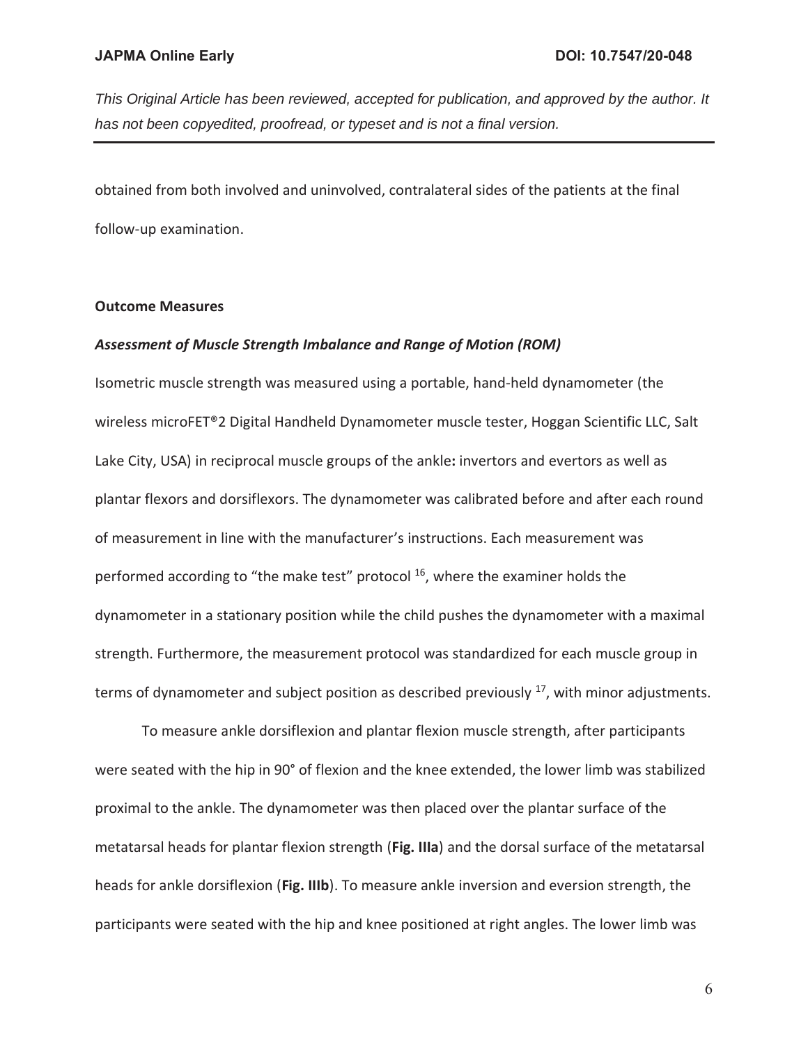obtained from both involved and uninvolved, contralateral sides of the patients at the final follow-up examination.

### Outcome Measures

#### *Assessment of Muscle Strength Imbalance and Range of Motion (ROM)*

Isometric muscle strength was measured using a portable, hand-held dynamometer (the wireless microFET®2 Digital Handheld Dynamometer muscle tester, Hoggan Scientific LLC, Salt Lake City, USA) in reciprocal muscle groups of the ankle**:** invertors and evertors as well as plantar flexors and dorsiflexors. The dynamometer was calibrated before and after each round of measurement in line with the manufacturer's instructions. Each measurement was performed according to "the make test" protocol [16], where the examiner holds the dynamometer in a stationary position while the child pushes the dynamometer with a maximal strength. Furthermore, the measurement protocol was standardized for each muscle group in terms of dynamometer and subject position as described previously [17], with minor adjustments.

To measure ankle dorsiflexion and plantar flexion muscle strength, after participants were seated with the hip in 90° of flexion and the knee extended, the lower limb was stabilized proximal to the ankle. The dynamometer was then placed over the plantar surface of the metatarsal heads for plantar flexion strength (**Fig. IIIa**) and the dorsal surface of the metatarsal heads for ankle dorsiflexion (**Fig. IIIb**). To measure ankle inversion and eversion strength, the participants were seated with the hip and knee positioned at right angles. The lower limb was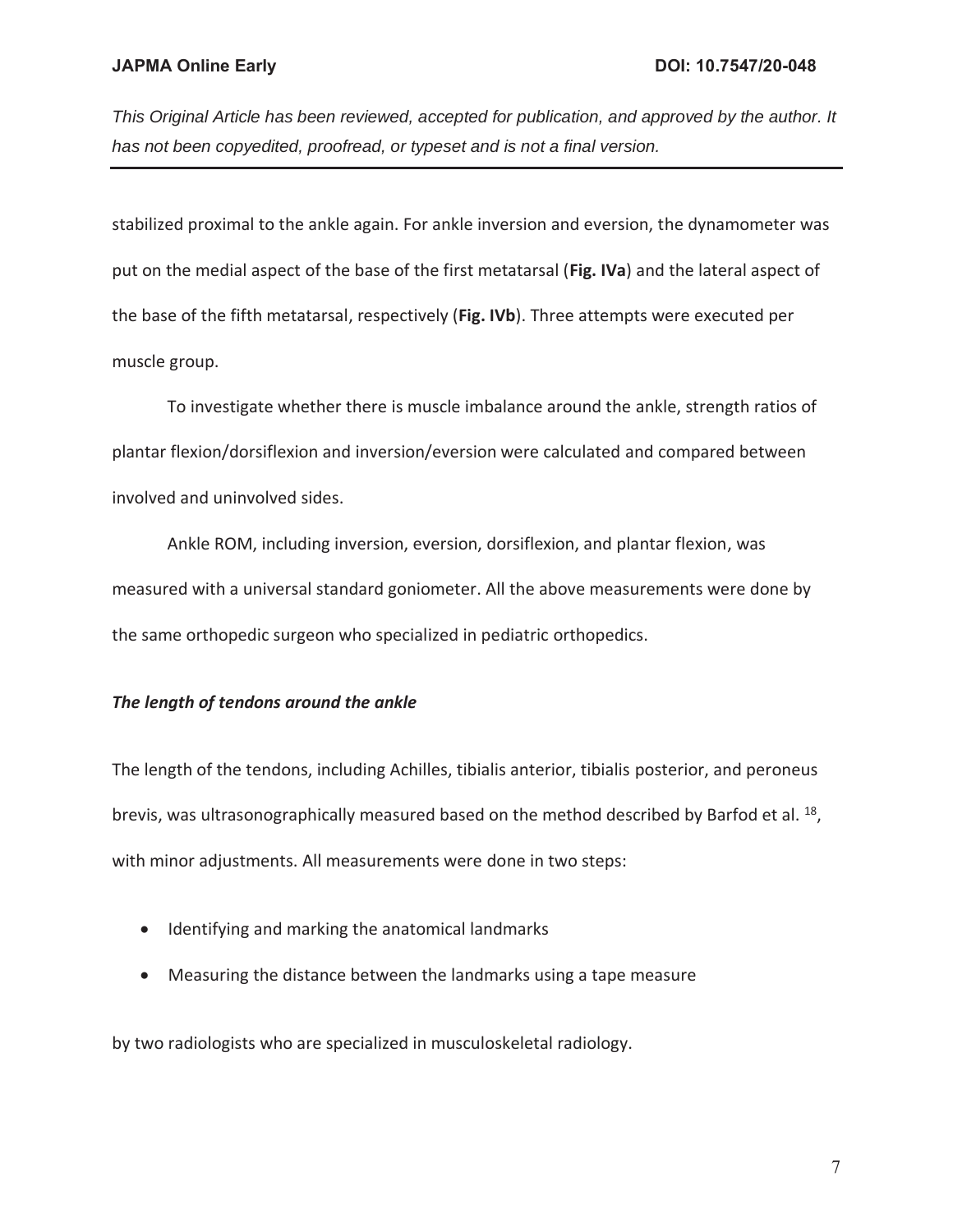stabilized proximal to the ankle again. For ankle inversion and eversion, the dynamometer was put on the medial aspect of the base of the first metatarsal (**Fig. IVa**) and the lateral aspect of the base of the fifth metatarsal, respectively (**Fig. IVb**). Three attempts were executed per muscle group.

To investigate whether there is muscle imbalance around the ankle, strength ratios of plantar flexion/dorsiflexion and inversion/eversion were calculated and compared between involved and uninvolved sides.

Ankle ROM, including inversion, eversion, dorsiflexion, and plantar flexion, was measured with a universal standard goniometer. All the above measurements were done by the same orthopedic surgeon who specialized in pediatric orthopedics.

### *The length of tendons around the ankle*

The length of the tendons, including Achilles, tibialis anterior, tibialis posterior, and peroneus brevis, was ultrasonographically measured based on the method described by Barfod et al. [18], with minor adjustments. All measurements were done in two steps:

- Identifying and marking the anatomical landmarks
- Measuring the distance between the landmarks using a tape measure

by two radiologists who are specialized in musculoskeletal radiology.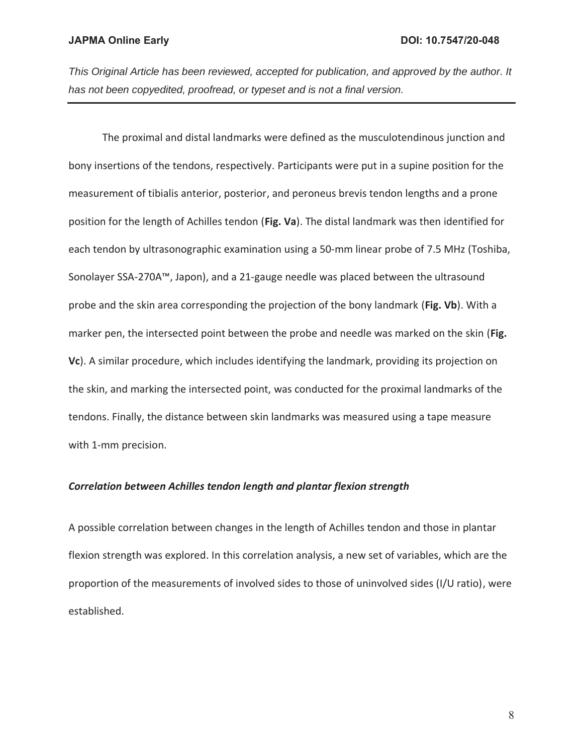The proximal and distal landmarks were defined as the musculotendinous junction and bony insertions of the tendons, respectively. Participants were put in a supine position for the measurement of tibialis anterior, posterior, and peroneus brevis tendon lengths and a prone position for the length of Achilles tendon (**Fig. Va**). The distal landmark was then identified for each tendon by ultrasonographic examination using a 50-mm linear probe of 7.5 MHz (Toshiba, Sonolayer SSA-270A™, Japon), and a 21-gauge needle was placed between the ultrasound probe and the skin area corresponding the projection of the bony landmark (**Fig. Vb**). With a marker pen, the intersected point between the probe and needle was marked on the skin (**Fig. Vc**). A similar procedure, which includes identifying the landmark, providing its projection on the skin, and marking the intersected point, was conducted for the proximal landmarks of the tendons. Finally, the distance between skin landmarks was measured using a tape measure with 1-mm precision.

### *Correlation between Achilles tendon length and plantar flexion strength*

A possible correlation between changes in the length of Achilles tendon and those in plantar flexion strength was explored. In this correlation analysis, a new set of variables, which are the proportion of the measurements of involved sides to those of uninvolved sides (I/U ratio), were established.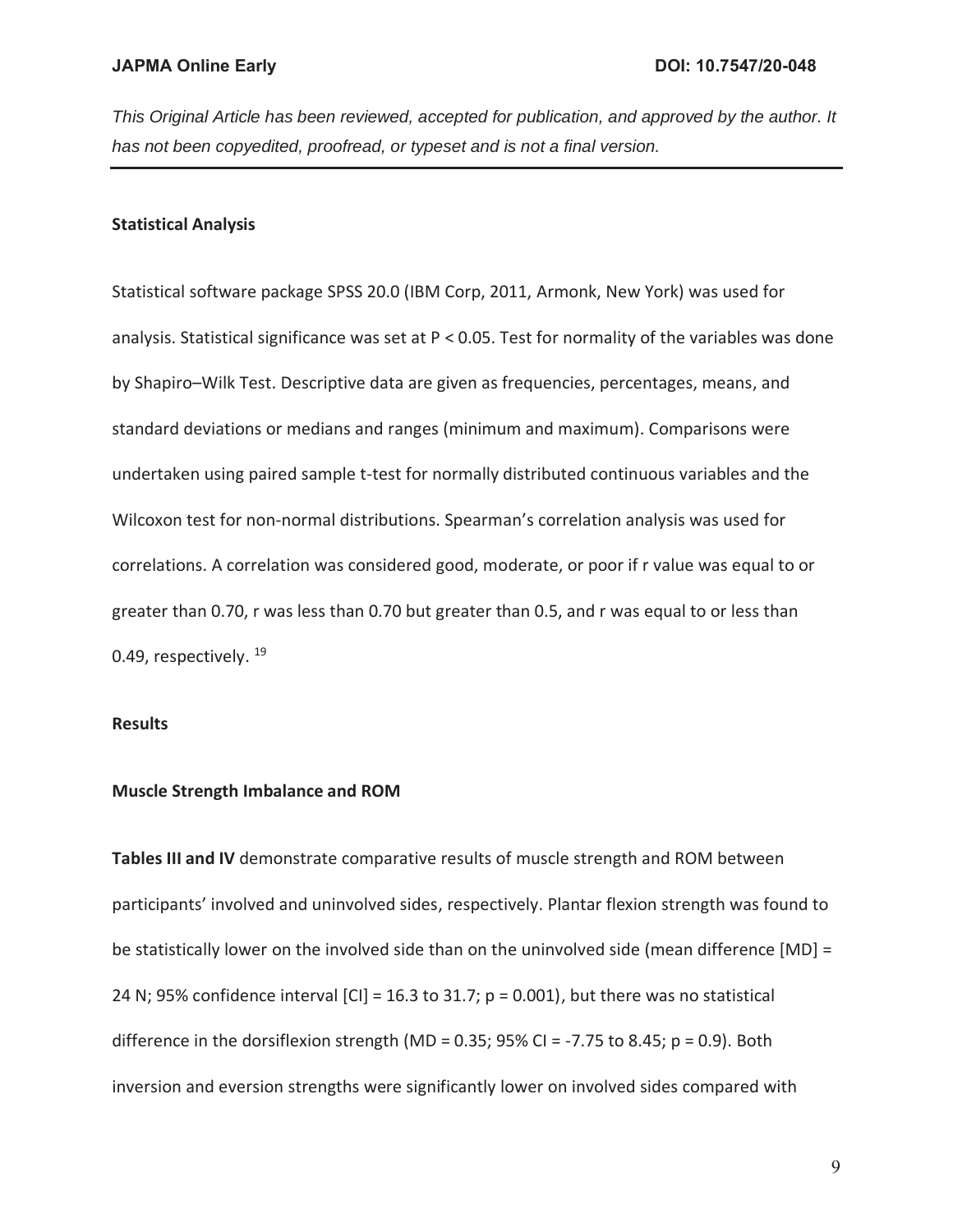### Statistical Analysis

Statistical software package SPSS 20.0 (IBM Corp, 2011, Armonk, New York) was used for analysis. Statistical significance was set at $P < 0.05$. Test for normality of the variables was done by Shapiro–Wilk Test. Descriptive data are given as frequencies, percentages, means, and standard deviations or medians and ranges (minimum and maximum). Comparisons were undertaken using paired sample t-test for normally distributed continuous variables and the Wilcoxon test for non-normal distributions. Spearman's correlation analysis was used for correlations. A correlation was considered good, moderate, or poor if r value was equal to or greater than 0.70, r was less than 0.70 but greater than 0.5, and r was equal to or less than 0.49, respectively. [19]

### Results

### Muscle Strength Imbalance and ROM

**Tables III and IV** demonstrate comparative results of muscle strength and ROM between participants' involved and uninvolved sides, respectively. Plantar flexion strength was found to be statistically lower on the involved side than on the uninvolved side (mean difference [MD] = 24 N; 95% confidence interval [CI] = 16.3 to 31.7; $p = 0.001$), but there was no statistical difference in the dorsiflexion strength (MD = 0.35; 95% CI = -7.75 to 8.45; $p = 0.9$). Both inversion and eversion strengths were significantly lower on involved sides compared with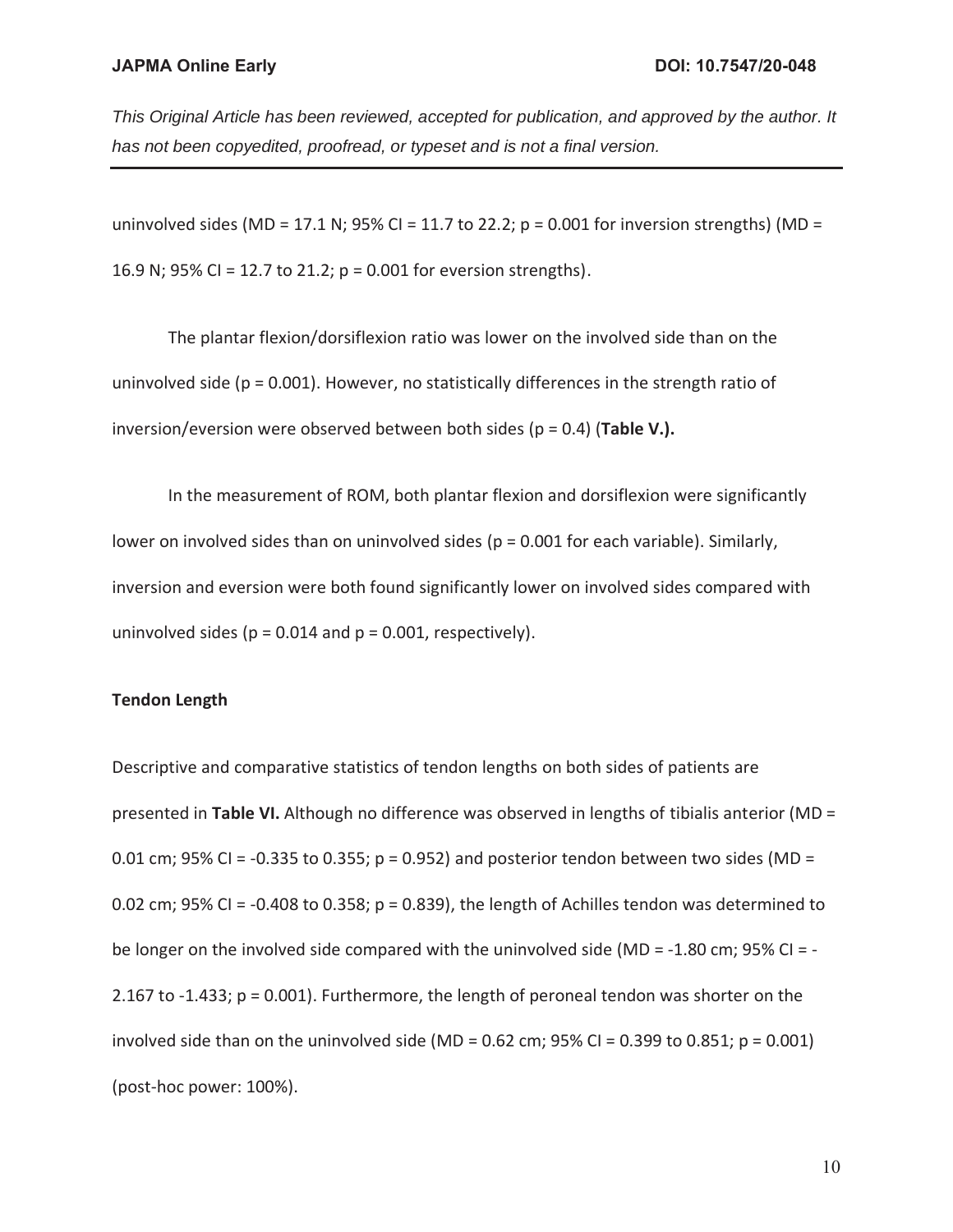uninvolved sides (MD = 17.1 N; 95% CI = 11.7 to 22.2; $p = 0.001$ for inversion strengths) (MD = 16.9 N; 95% CI = 12.7 to 21.2; $p = 0.001$ for eversion strengths).

The plantar flexion/dorsiflexion ratio was lower on the involved side than on the uninvolved side ($p = 0.001$). However, no statistically differences in the strength ratio of inversion/eversion were observed between both sides ($p = 0.4$) (**Table V.).**

In the measurement of ROM, both plantar flexion and dorsiflexion were significantly lower on involved sides than on uninvolved sides ($p = 0.001$ for each variable). Similarly, inversion and eversion were both found significantly lower on involved sides compared with uninvolved sides ($p = 0.014$ and $p = 0.001$, respectively).

**Tendon Length**

Descriptive and comparative statistics of tendon lengths on both sides of patients are presented in **Table VI.** Although no difference was observed in lengths of tibialis anterior (MD = 0.01 cm; 95% CI = -0.335 to 0.355; $p = 0.952$) and posterior tendon between two sides (MD = 0.02 cm; 95% CI = -0.408 to 0.358; $p = 0.839$), the length of Achilles tendon was determined to be longer on the involved side compared with the uninvolved side (MD = -1.80 cm; 95% CI = -2.167 to -1.433; $p = 0.001$). Furthermore, the length of peroneal tendon was shorter on the involved side than on the uninvolved side (MD = 0.62 cm; 95% CI = 0.399 to 0.851; $p = 0.001$) (post-hoc power: 100%).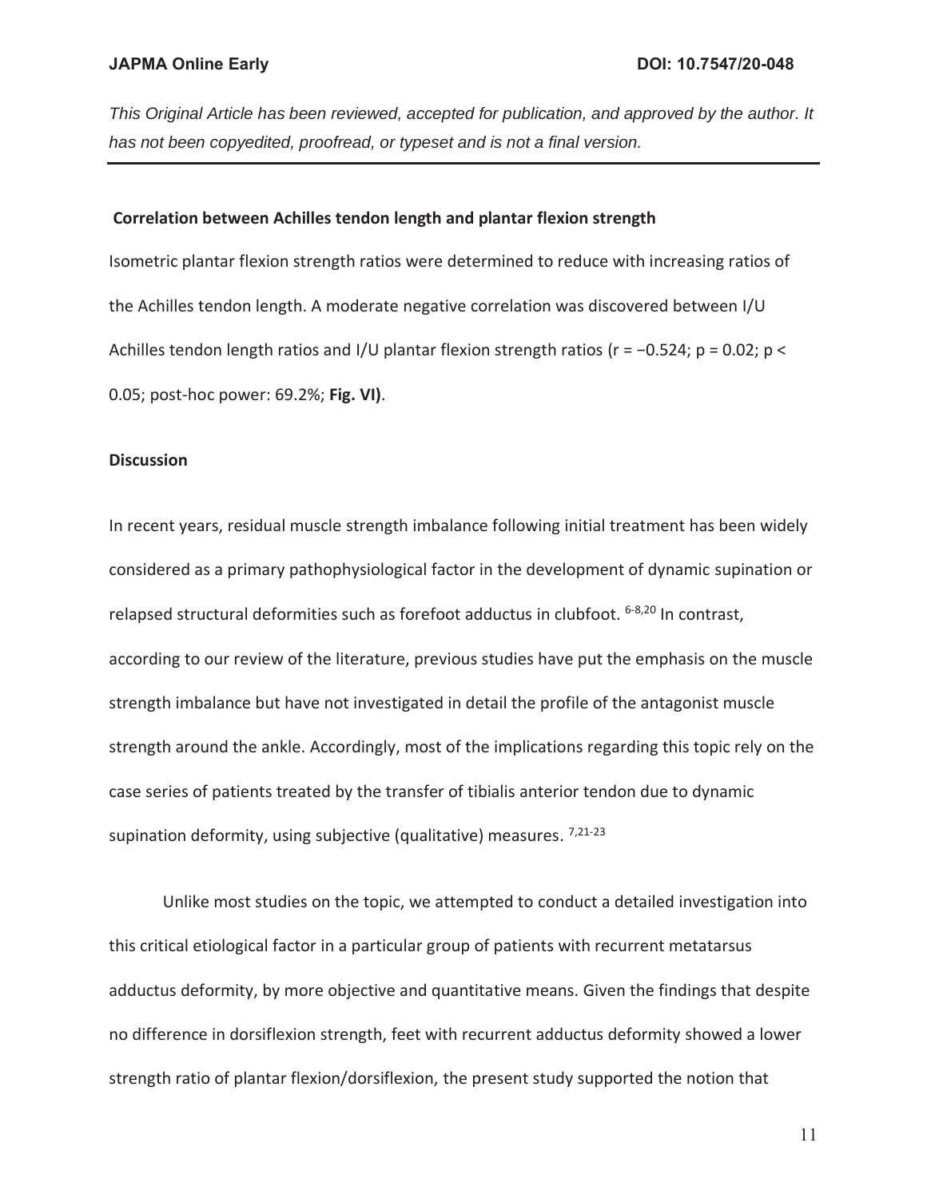**Correlation between Achilles tendon length and plantar flexion strength**

Isometric plantar flexion strength ratios were determined to reduce with increasing ratios of the Achilles tendon length. A moderate negative correlation was discovered between I/U Achilles tendon length ratios and I/U plantar flexion strength ratios ($r = -0.524$; $p = 0.02$; $p < 0.05$; post-hoc power: 69.2%; **Fig. VI)**.

## Discussion

In recent years, residual muscle strength imbalance following initial treatment has been widely considered as a primary pathophysiological factor in the development of dynamic supination or relapsed structural deformities such as forefoot adductus in clubfoot. [6-8,20] In contrast, according to our review of the literature, previous studies have put the emphasis on the muscle strength imbalance but have not investigated in detail the profile of the antagonist muscle strength around the ankle. Accordingly, most of the implications regarding this topic rely on the case series of patients treated by the transfer of tibialis anterior tendon due to dynamic supination deformity, using subjective (qualitative) measures. [7,21-23]

Unlike most studies on the topic, we attempted to conduct a detailed investigation into this critical etiological factor in a particular group of patients with recurrent metatarsus adductus deformity, by more objective and quantitative means. Given the findings that despite no difference in dorsiflexion strength, feet with recurrent adductus deformity showed a lower strength ratio of plantar flexion/dorsiflexion, the present study supported the notion that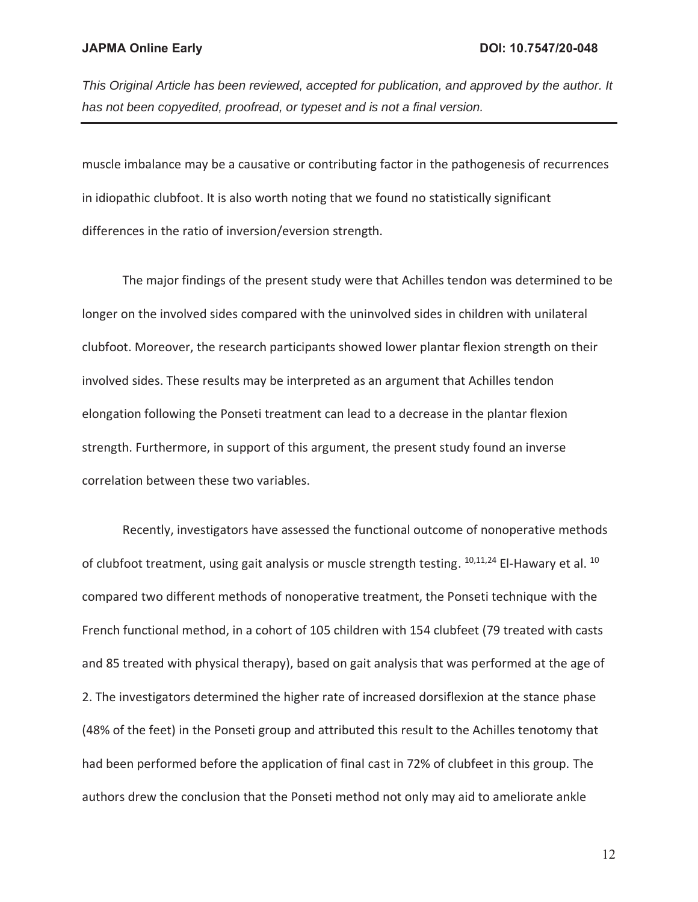muscle imbalance may be a causative or contributing factor in the pathogenesis of recurrences in idiopathic clubfoot. It is also worth noting that we found no statistically significant differences in the ratio of inversion/eversion strength.

The major findings of the present study were that Achilles tendon was determined to be longer on the involved sides compared with the uninvolved sides in children with unilateral clubfoot. Moreover, the research participants showed lower plantar flexion strength on their involved sides. These results may be interpreted as an argument that Achilles tendon elongation following the Ponseti treatment can lead to a decrease in the plantar flexion strength. Furthermore, in support of this argument, the present study found an inverse correlation between these two variables.

Recently, investigators have assessed the functional outcome of nonoperative methods of clubfoot treatment, using gait analysis or muscle strength testing. [10,11,24] El-Hawary et al. [10] compared two different methods of nonoperative treatment, the Ponseti technique with the French functional method, in a cohort of 105 children with 154 clubfeet (79 treated with casts and 85 treated with physical therapy), based on gait analysis that was performed at the age of 2. The investigators determined the higher rate of increased dorsiflexion at the stance phase (48% of the feet) in the Ponseti group and attributed this result to the Achilles tenotomy that had been performed before the application of final cast in 72% of clubfeet in this group. The authors drew the conclusion that the Ponseti method not only may aid to ameliorate ankle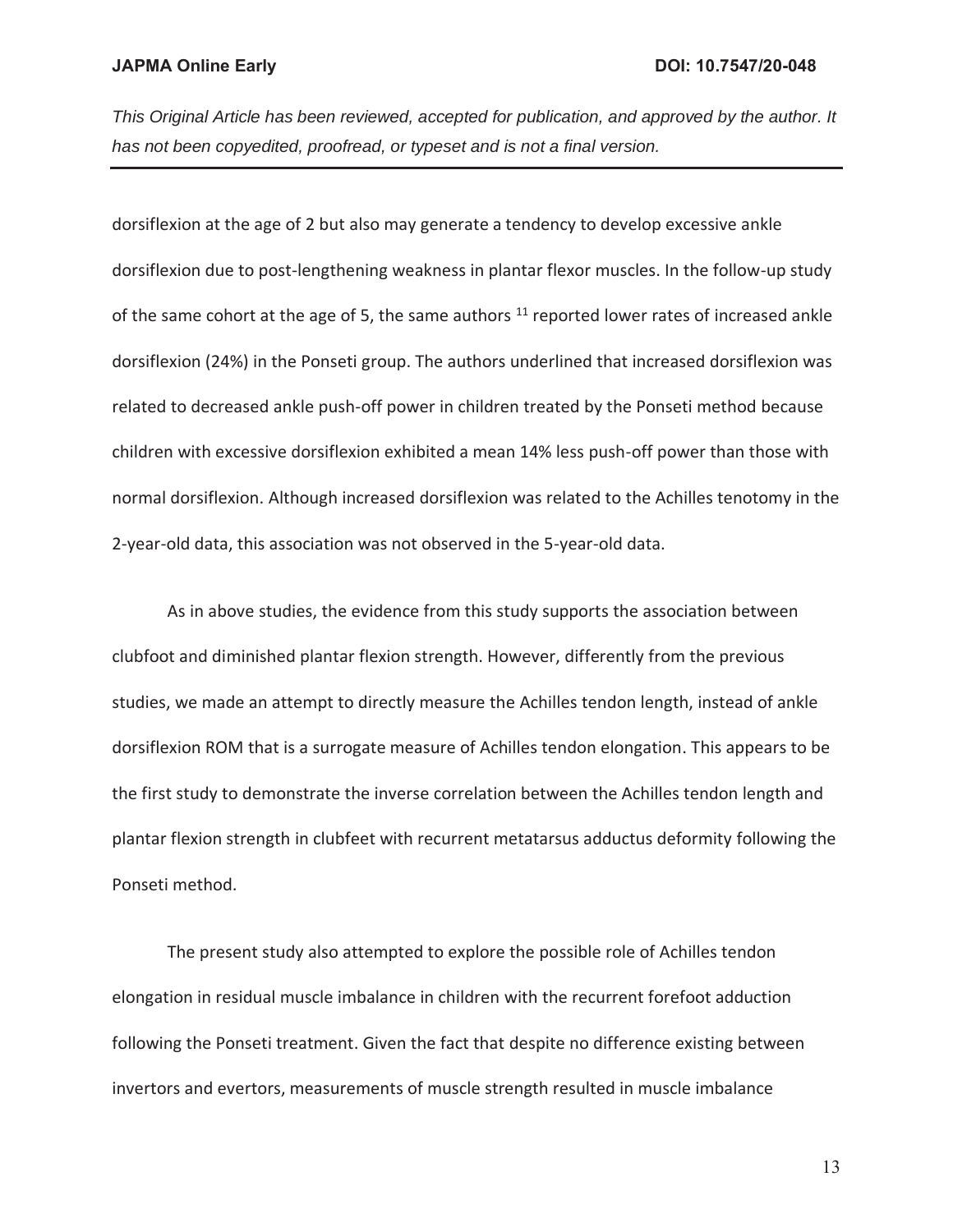dorsiflexion at the age of 2 but also may generate a tendency to develop excessive ankle dorsiflexion due to post-lengthening weakness in plantar flexor muscles. In the follow-up study of the same cohort at the age of 5, the same authors [11] reported lower rates of increased ankle dorsiflexion (24%) in the Ponseti group. The authors underlined that increased dorsiflexion was related to decreased ankle push-off power in children treated by the Ponseti method because children with excessive dorsiflexion exhibited a mean 14% less push-off power than those with normal dorsiflexion. Although increased dorsiflexion was related to the Achilles tenotomy in the 2-year-old data, this association was not observed in the 5-year-old data.

As in above studies, the evidence from this study supports the association between clubfoot and diminished plantar flexion strength. However, differently from the previous studies, we made an attempt to directly measure the Achilles tendon length, instead of ankle dorsiflexion ROM that is a surrogate measure of Achilles tendon elongation. This appears to be the first study to demonstrate the inverse correlation between the Achilles tendon length and plantar flexion strength in clubfeet with recurrent metatarsus adductus deformity following the Ponseti method.

The present study also attempted to explore the possible role of Achilles tendon elongation in residual muscle imbalance in children with the recurrent forefoot adduction following the Ponseti treatment. Given the fact that despite no difference existing between invertors and evertors, measurements of muscle strength resulted in muscle imbalance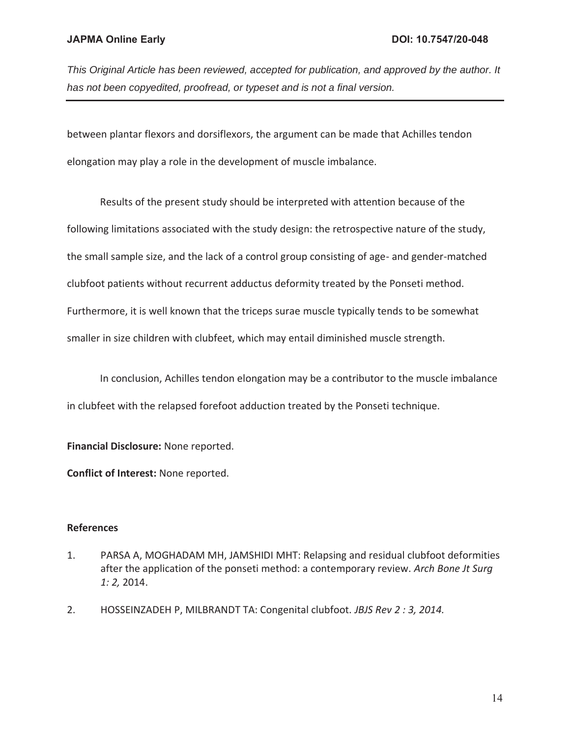between plantar flexors and dorsiflexors, the argument can be made that Achilles tendon elongation may play a role in the development of muscle imbalance.

Results of the present study should be interpreted with attention because of the following limitations associated with the study design: the retrospective nature of the study, the small sample size, and the lack of a control group consisting of age- and gender-matched clubfoot patients without recurrent adductus deformity treated by the Ponseti method. Furthermore, it is well known that the triceps surae muscle typically tends to be somewhat smaller in size children with clubfeet, which may entail diminished muscle strength.

In conclusion, Achilles tendon elongation may be a contributor to the muscle imbalance in clubfeet with the relapsed forefoot adduction treated by the Ponseti technique.

**Financial Disclosure:** None reported.

**Conflict of Interest:** None reported.

**References**

1. PARSA A, MOGHADAM MH, JAMSHIDI MHT: Relapsing and residual clubfoot deformities after the application of the ponseti method: a contemporary review. *Arch Bone Jt Surg 1: 2,* 2014.

2. HOSSEINZADEH P, MILBRANDT TA: Congenital clubfoot. *JBJS Rev 2 : 3, 2014.*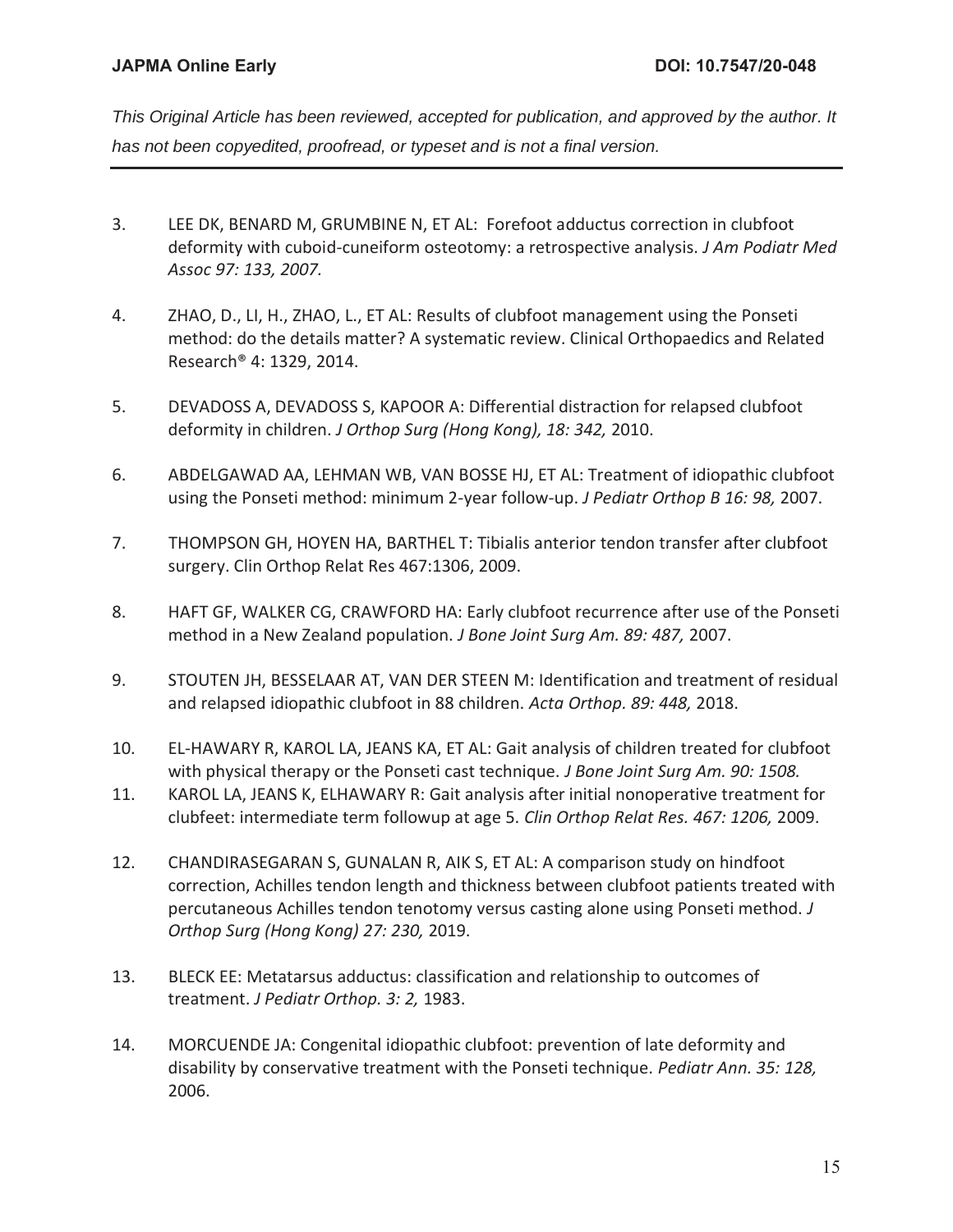This Original Article has been reviewed, accepted for publication, and approved by the author. It has not been copyedited, proofread, or typeset and is not a final version.

3. LEE DK, BENARD M, GRUMBINE N, ET AL: Forefoot adductus correction in clubfoot deformity with cuboid-cuneiform osteotomy: a retrospective analysis. *J Am Podiatr Med Assoc 97: 133, 2007.*

4. ZHAO, D., LI, H., ZHAO, L., ET AL: Results of clubfoot management using the Ponseti method: do the details matter? A systematic review. Clinical Orthopaedics and Related Research® 4: 1329, 2014.

5. DEVADOSS A, DEVADOSS S, KAPOOR A: Differential distraction for relapsed clubfoot deformity in children. *J Orthop Surg (Hong Kong), 18: 342,* 2010.

6. ABDELGAWAD AA, LEHMAN WB, VAN BOSSE HJ, ET AL: Treatment of idiopathic clubfoot using the Ponseti method: minimum 2-year follow-up. *J Pediatr Orthop B 16: 98,* 2007.

7. THOMPSON GH, HOYEN HA, BARTHEL T: Tibialis anterior tendon transfer after clubfoot surgery. Clin Orthop Relat Res 467:1306, 2009.

8. HAFT GF, WALKER CG, CRAWFORD HA: Early clubfoot recurrence after use of the Ponseti method in a New Zealand population. *J Bone Joint Surg Am. 89: 487,* 2007.

9. STOUTEN JH, BESSELAAR AT, VAN DER STEEN M: Identification and treatment of residual and relapsed idiopathic clubfoot in 88 children. *Acta Orthop. 89: 448,* 2018.

10. EL-HAWARY R, KAROL LA, JEANS KA, ET AL: Gait analysis of children treated for clubfoot with physical therapy or the Ponseti cast technique. *J Bone Joint Surg Am. 90: 1508.*

11. KAROL LA, JEANS K, ELHAWARY R: Gait analysis after initial nonoperative treatment for clubfeet: intermediate term followup at age 5. *Clin Orthop Relat Res. 467: 1206,* 2009.

12. CHANDIRASEGARAN S, GUNALAN R, AIK S, ET AL: A comparison study on hindfoot correction, Achilles tendon length and thickness between clubfoot patients treated with percutaneous Achilles tendon tenotomy versus casting alone using Ponseti method. *J Orthop Surg (Hong Kong) 27: 230,* 2019.

13. BLECK EE: Metatarsus adductus: classification and relationship to outcomes of treatment. *J Pediatr Orthop. 3: 2,* 1983.

14. MORCUENDE JA: Congenital idiopathic clubfoot: prevention of late deformity and disability by conservative treatment with the Ponseti technique. *Pediatr Ann. 35: 128,* 2006.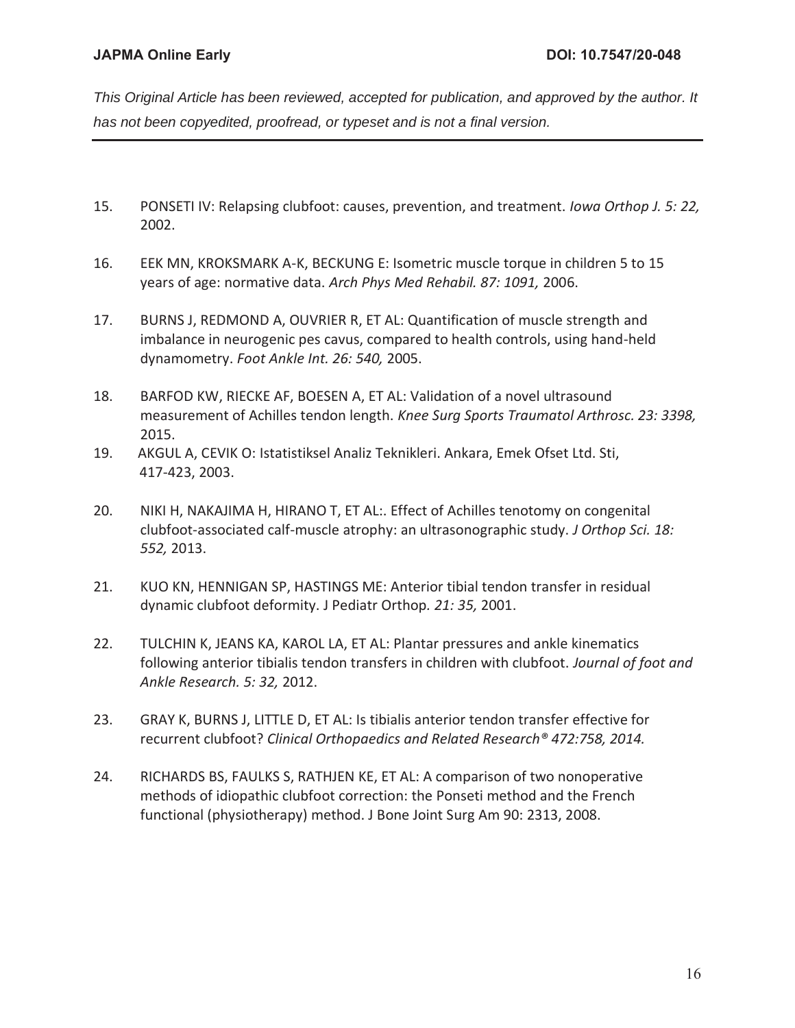15. PONSETI IV: Relapsing clubfoot: causes, prevention, and treatment. *Iowa Orthop J. 5: 22,* 2002.

16. EEK MN, KROKSMARK A-K, BECKUNG E: Isometric muscle torque in children 5 to 15 years of age: normative data. *Arch Phys Med Rehabil. 87: 1091,* 2006.

17. BURNS J, REDMOND A, OUVRIER R, ET AL: Quantification of muscle strength and imbalance in neurogenic pes cavus, compared to health controls, using hand-held dynamometry. *Foot Ankle Int. 26: 540,* 2005.

18. BARFOD KW, RIECKE AF, BOESEN A, ET AL: Validation of a novel ultrasound measurement of Achilles tendon length. *Knee Surg Sports Traumatol Arthrosc. 23: 3398,* 2015.

19. AKGUL A, CEVIK O: Istatistiksel Analiz Teknikleri. Ankara, Emek Ofset Ltd. Sti, 417-423, 2003.

20. NIKI H, NAKAJIMA H, HIRANO T, ET AL:. Effect of Achilles tenotomy on congenital clubfoot-associated calf-muscle atrophy: an ultrasonographic study. *J Orthop Sci. 18: 552,* 2013.

21. KUO KN, HENNIGAN SP, HASTINGS ME: Anterior tibial tendon transfer in residual dynamic clubfoot deformity. J Pediatr Orthop*. 21: 35,* 2001.

22. TULCHIN K, JEANS KA, KAROL LA, ET AL: Plantar pressures and ankle kinematics following anterior tibialis tendon transfers in children with clubfoot. *Journal of foot and Ankle Research. 5: 32,* 2012.

23. GRAY K, BURNS J, LITTLE D, ET AL: Is tibialis anterior tendon transfer effective for recurrent clubfoot? *Clinical Orthopaedics and Related Research® 472:758, 2014.*

24. RICHARDS BS, FAULKS S, RATHJEN KE, ET AL: A comparison of two nonoperative methods of idiopathic clubfoot correction: the Ponseti method and the French functional (physiotherapy) method. J Bone Joint Surg Am 90: 2313, 2008.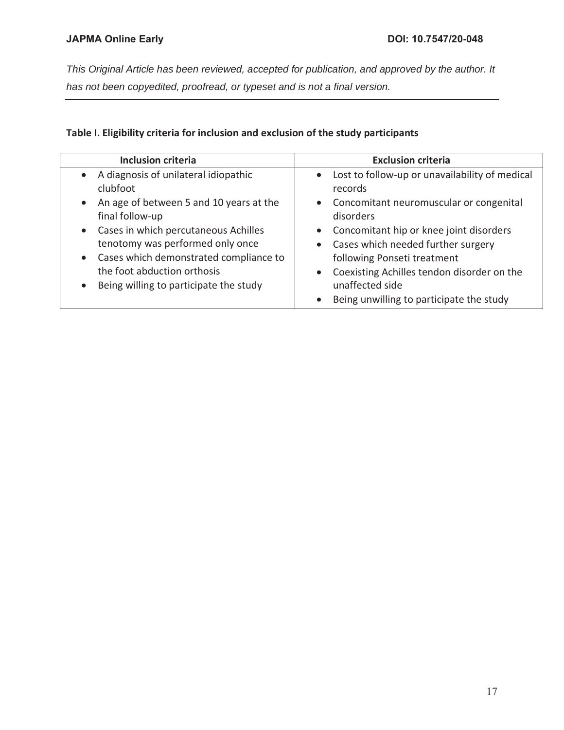*This Original Article has been reviewed, accepted for publication, and approved by the author. It has not been copyedited, proofread, or typeset and is not a final version.*

**Table I. Eligibility criteria for inclusion and exclusion of the study participants**

| Inclusion criteria | Exclusion criteria |
|---|---|
| • A diagnosis of unilateral idiopathic clubfoot<br>• An age of between 5 and 10 years at the final follow-up<br>• Cases in which percutaneous Achilles tenotomy was performed only once<br>• Cases which demonstrated compliance to the foot abduction orthosis<br>• Being willing to participate the study | • Lost to follow-up or unavailability of medical records<br>• Concomitant neuromuscular or congenital disorders<br>• Concomitant hip or knee joint disorders<br>• Cases which needed further surgery following Ponseti treatment<br>• Coexisting Achilles tendon disorder on the unaffected side<br>• Being unwilling to participate the study |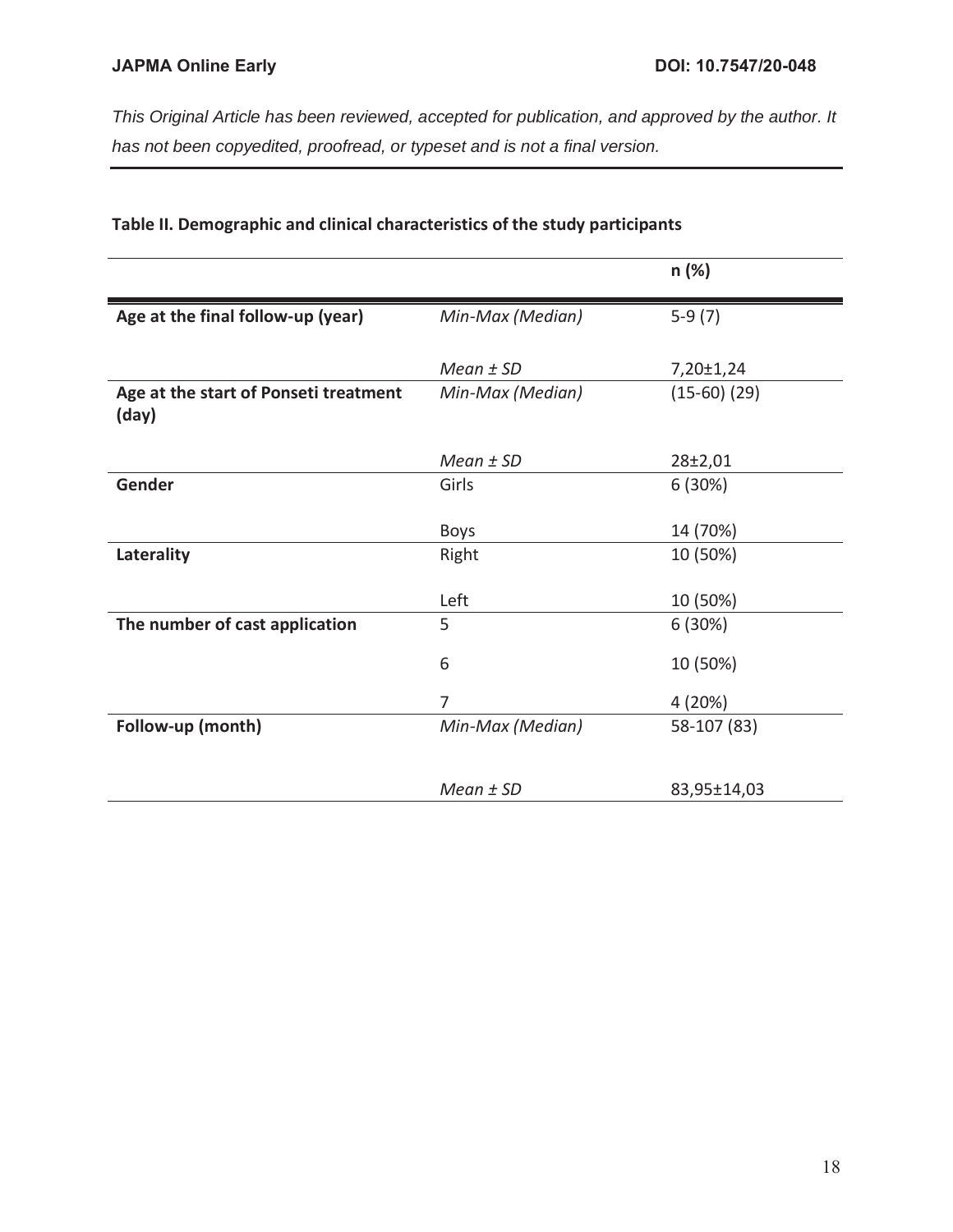This Original Article has been reviewed, accepted for publication, and approved by the author. It has not been copyedited, proofread, or typeset and is not a final version.

**Table II. Demographic and clinical characteristics of the study participants**

| | | n (%) |
|---|---|---|
| **Age at the final follow-up (year)** | *Min-Max (Median)* | 5-9 (7) |
| | *Mean ± SD* | 7,20±1,24 |
| **Age at the start of Ponseti treatment (day)** | *Min-Max (Median)* | (15-60) (29) |
| | *Mean ± SD* | 28±2,01 |
| **Gender** | Girls | 6 (30%) |
| | Boys | 14 (70%) |
| **Laterality** | Right | 10 (50%) |
| | Left | 10 (50%) |
| **The number of cast application** | 5 | 6 (30%) |
| | 6 | 10 (50%) |
| | 7 | 4 (20%) |
| **Follow-up (month)** | *Min-Max (Median)* | 58-107 (83) |
| | *Mean ± SD* | 83,95±14,03 |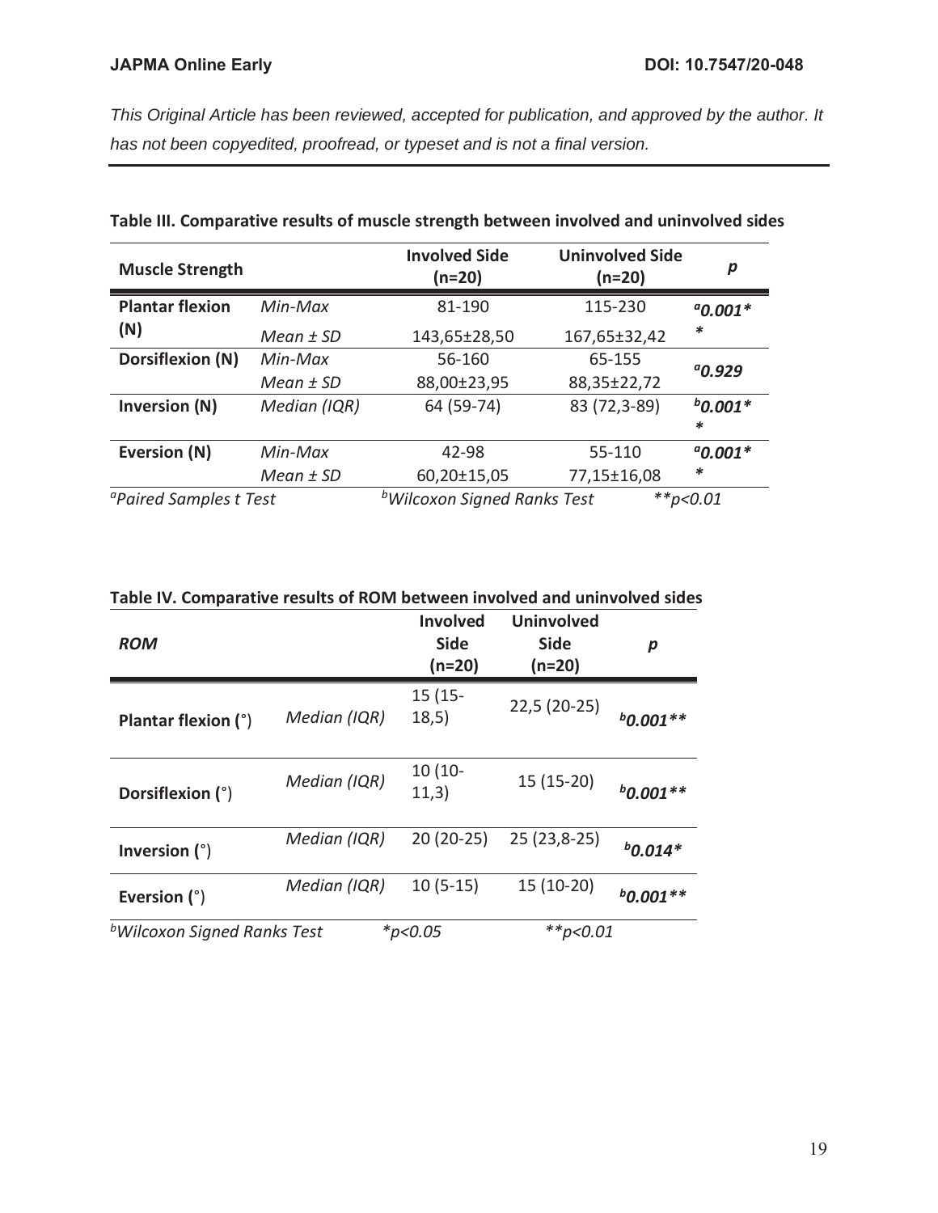*This Original Article has been reviewed, accepted for publication, and approved by the author. It has not been copyedited, proofread, or typeset and is not a final version.*

**Table III. Comparative results of muscle strength between involved and uninvolved sides**

| **Muscle Strength** | | **Involved Side (n=20)** | **Uninvolved Side (n=20)** | ***p*** |
|---|---|---|---|---|
| **Plantar flexion (N)** | *Min-Max* | 81-190 | 115-230 | ***[a]0.001\*\**** |
| | *Mean ± SD* | 143,65±28,50 | 167,65±32,42 | |
| **Dorsiflexion (N)** | *Min-Max* | 56-160 | 65-155 | ***[a]0.929*** |
| | *Mean ± SD* | 88,00±23,95 | 88,35±22,72 | |
| **Inversion (N)** | *Median (IQR)* | 64 (59-74) | 83 (72,3-89) | ***[b]0.001\*\**** |
| **Eversion (N)** | *Min-Max* | 42-98 | 55-110 | ***[a]0.001\*\**** |
| | *Mean ± SD* | 60,20±15,05 | 77,15±16,08 | |

*[a]Paired Samples t Test* *[b]Wilcoxon Signed Ranks Test* *\*\*p<0.01*

**Table IV. Comparative results of ROM between involved and uninvolved sides**

| ***ROM*** | | **Involved Side (n=20)** | **Uninvolved Side (n=20)** | ***p*** |
|---|---|---|---|---|
| **Plantar flexion (°)** | *Median (IQR)* | 15 (15-18,5) | 22,5 (20-25) | ***[b]0.001\*\**** |
| **Dorsiflexion (°)** | *Median (IQR)* | 10 (10-11,3) | 15 (15-20) | ***[b]0.001\*\**** |
| **Inversion (°)** | *Median (IQR)* | 20 (20-25) | 25 (23,8-25) | ***[b]0.014\**** |
| **Eversion (°)** | *Median (IQR)* | 10 (5-15) | 15 (10-20) | ***[b]0.001\*\**** |

*[b]Wilcoxon Signed Ranks Test* *\*p<0.05* *\*\*p<0.01*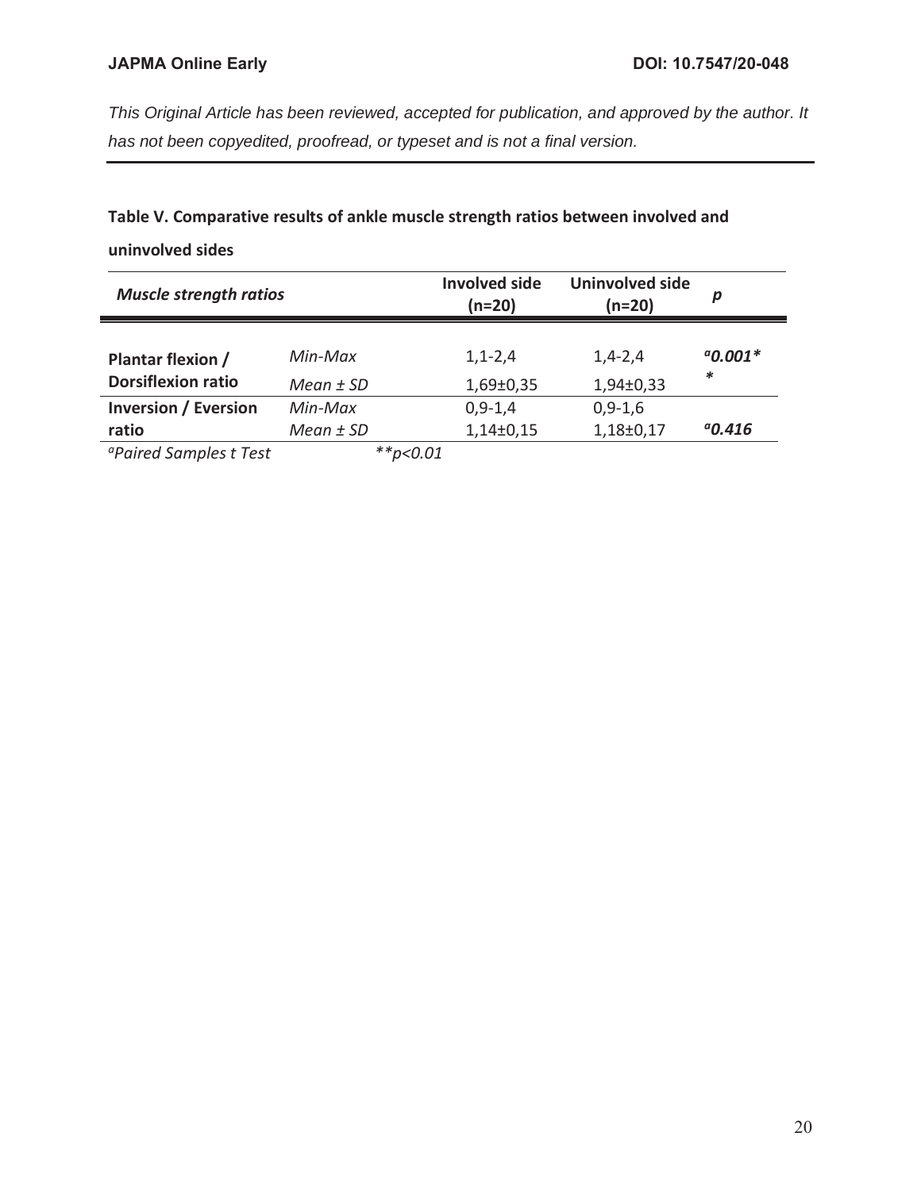This Original Article has been reviewed, accepted for publication, and approved by the author. It has not been copyedited, proofread, or typeset and is not a final version.

**Table V. Comparative results of ankle muscle strength ratios between involved and uninvolved sides**

| *Muscle strength ratios* | | Involved side (n=20) | Uninvolved side (n=20) | *p* |
|---|---|---|---|---|
| **Plantar flexion / Dorsiflexion ratio** | *Min-Max* | 1,1-2,4 | 1,4-2,4 | [a]**0.001*** |
| | *Mean ± SD* | 1,69±0,35 | 1,94±0,33 | |
| **Inversion / Eversion ratio** | *Min-Max* | 0,9-1,4 | 0,9-1,6 | |
| | *Mean ± SD* | 1,14±0,15 | 1,18±0,17 | [a]**0.416** |

*[a]Paired Samples t Test* *$**p<0.01$*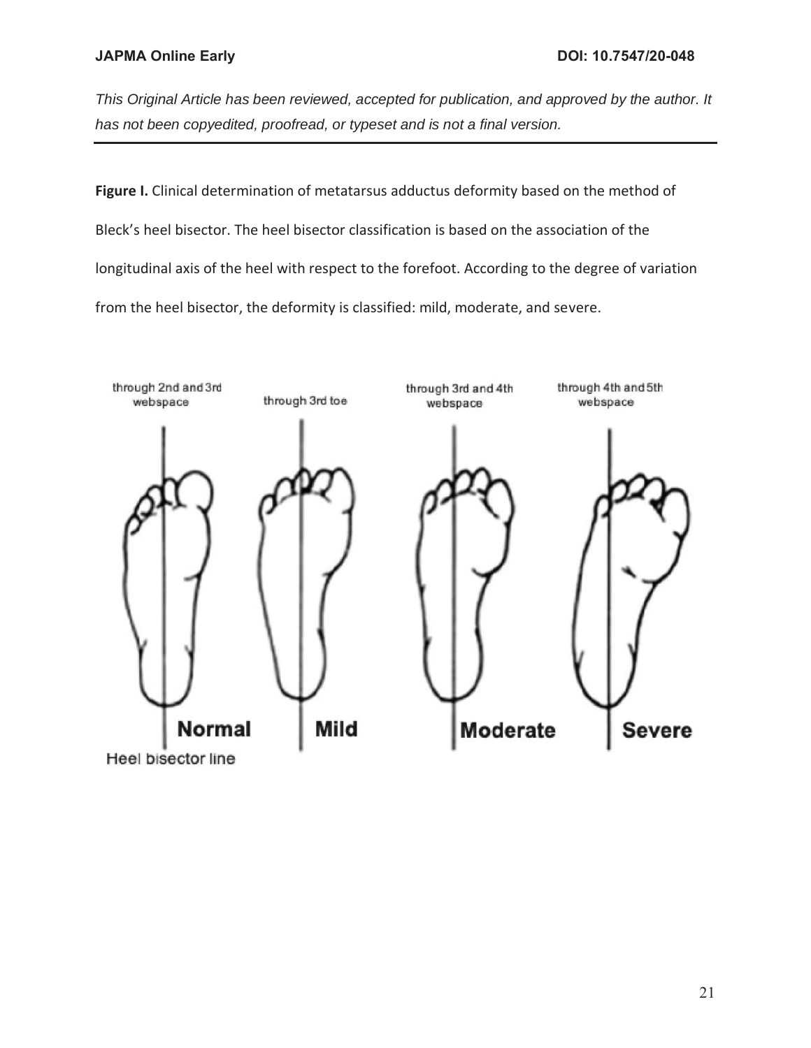*This Original Article has been reviewed, accepted for publication, and approved by the author. It has not been copyedited, proofread, or typeset and is not a final version.*

**Figure I.** Clinical determination of metatarsus adductus deformity based on the method of Bleck's heel bisector. The heel bisector classification is based on the association of the longitudinal axis of the heel with respect to the forefoot. According to the degree of variation from the heel bisector, the deformity is classified: mild, moderate, and severe.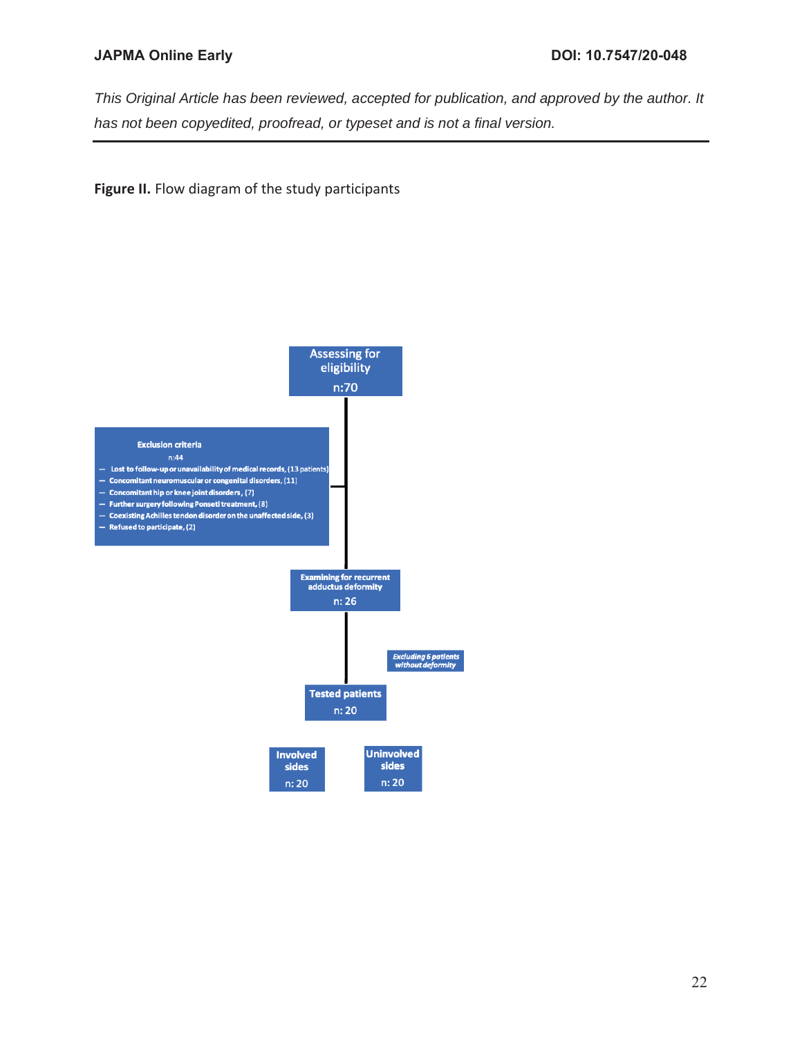**Figure II.** Flow diagram of the study participants

Assessing for eligibility
n:70

Exclusion criteria
n:44

- Lost to follow-up or unavailability of medical records, (13 patients)
- Concomitant neuromuscular or congenital disorders, (11)
- Concomitant hip or knee joint disorders, (7)
- Further surgery following Ponseti treatment, (8)
- Coexisting Achilles tendon disorder on the unaffected side, (3)
- Refused to participate, (2)

Examining for recurrent adductus deformity
n: 26

*Excluding 6 patients without deformity*

Tested patients
n: 20

Involved sides
n: 20

Uninvolved sides
n: 20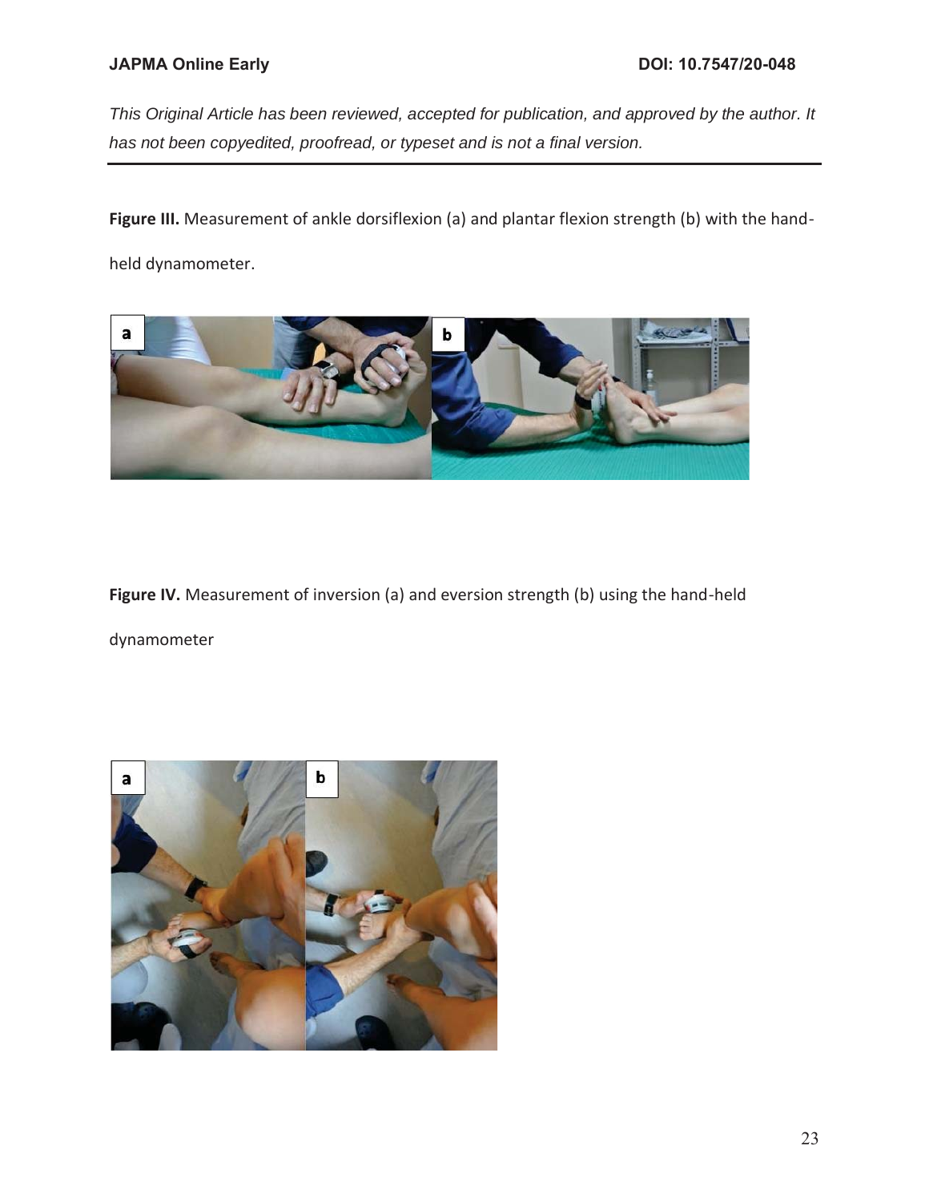*This Original Article has been reviewed, accepted for publication, and approved by the author. It has not been copyedited, proofread, or typeset and is not a final version.*

**Figure III.** Measurement of ankle dorsiflexion (a) and plantar flexion strength (b) with the hand-held dynamometer.

**Figure IV.** Measurement of inversion (a) and eversion strength (b) using the hand-held dynamometer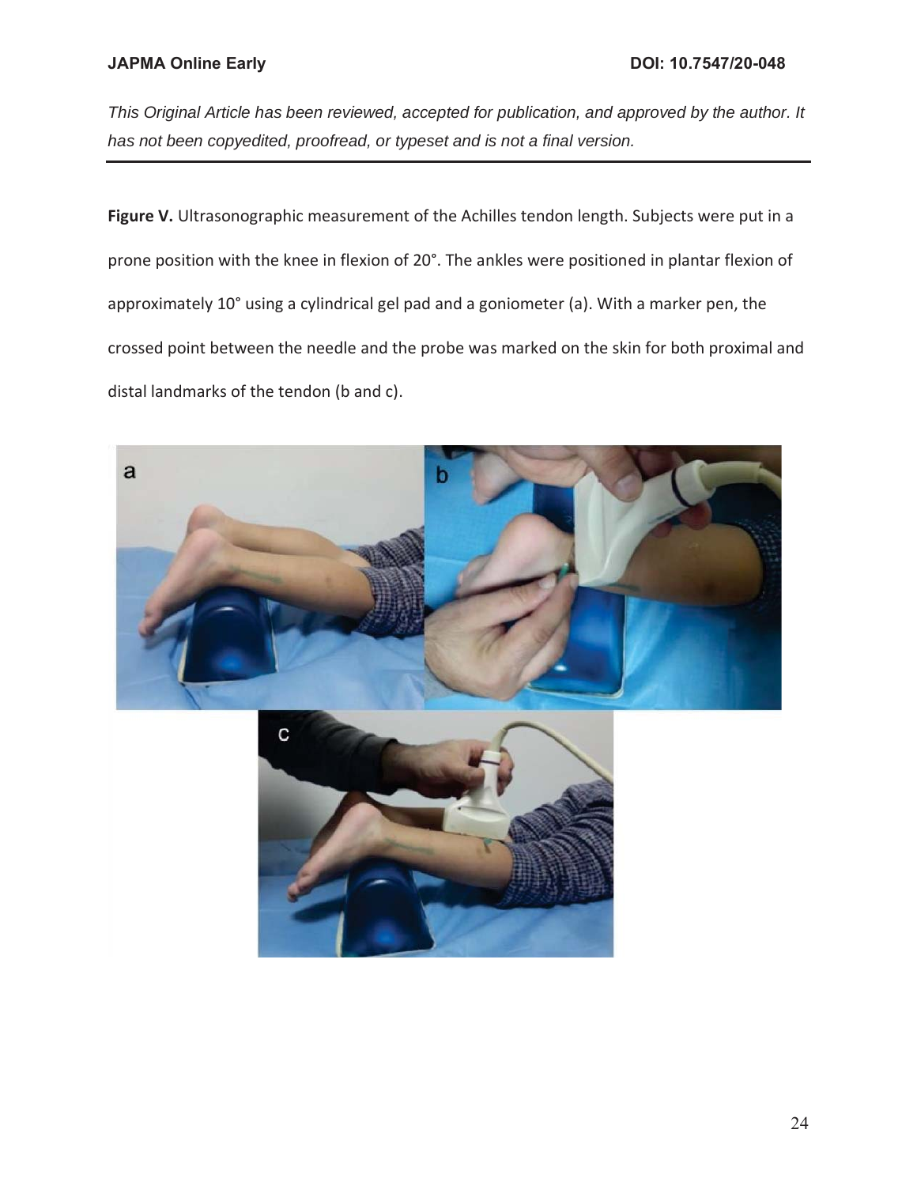**Figure V.** Ultrasonographic measurement of the Achilles tendon length. Subjects were put in a prone position with the knee in flexion of 20°. The ankles were positioned in plantar flexion of approximately 10° using a cylindrical gel pad and a goniometer (a). With a marker pen, the crossed point between the needle and the probe was marked on the skin for both proximal and distal landmarks of the tendon (b and c).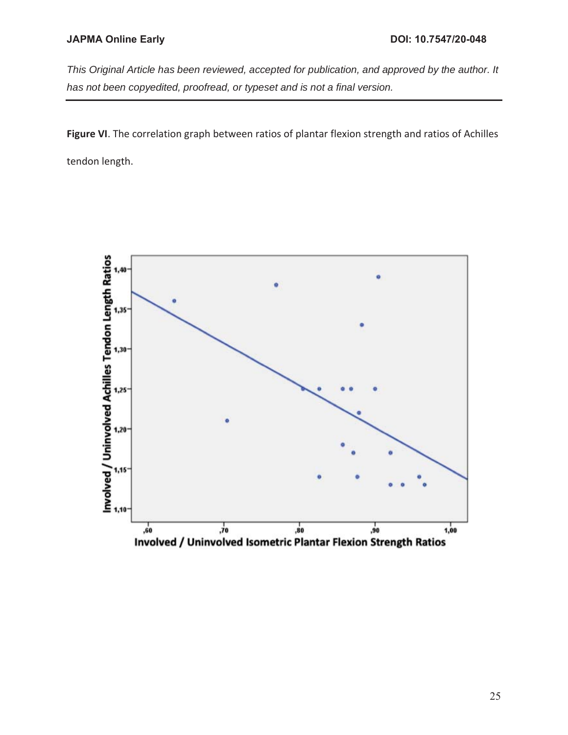This Original Article has been reviewed, accepted for publication, and approved by the author. It has not been copyedited, proofread, or typeset and is not a final version.

**Figure VI**. The correlation graph between ratios of plantar flexion strength and ratios of Achilles tendon length.

Involved / Uninvolved Achilles Tendon Length Ratios

1,40
1,35
1,30
1,25
1,20
1,15
1,10

,60
,70
,80
,90
1,00

Involved / Uninvolved Isometric Plantar Flexion Strength Ratios